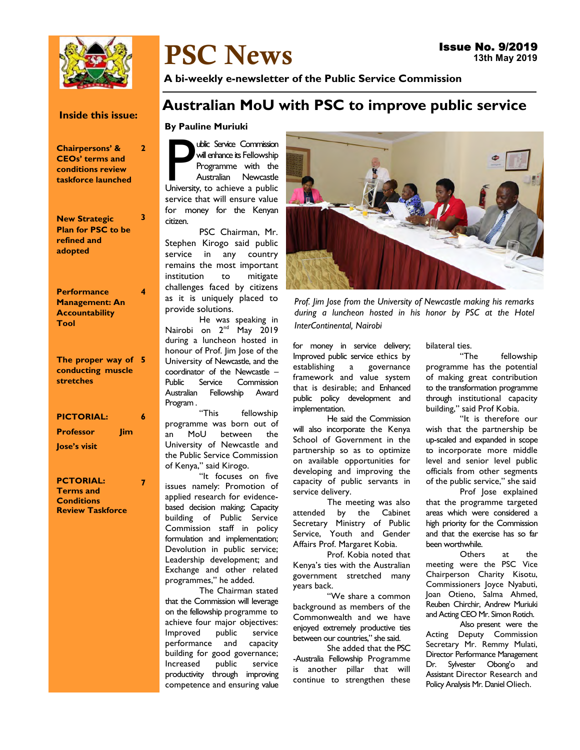# PSC News

**Issue No. 9/2019**
**13th May 2019**

**A bi-weekly e-newsletter of the Public Service Commission**

**Inside this issue:**

| | |
|---|---|
| **Chairpersons' & CEOs' terms and conditions review taskforce launched** | 2 |
| **New Strategic Plan for PSC to be refined and adopted** | 3 |
| **Performance Management: An Accountability Tool** | 4 |
| **The proper way of conducting muscle stretches** | 5 |
| **PICTORIAL: Professor Jim Jose's visit** | 6 |
| **PCTORIAL: Terms and Conditions Review Taskforce** | 7 |

## Australian MoU with PSC to improve public service

**By Pauline Muriuki**

Public Service Commission will enhance its Fellowship Programme with the Australian Newcastle University, to achieve a public service that will ensure value for money for the Kenyan citizen.

PSC Chairman, Mr. Stephen Kirogo said public service in any country remains the most important institution to mitigate challenges faced by citizens as it is uniquely placed to provide solutions.

He was speaking in Nairobi on 2nd May 2019 during a luncheon hosted in honour of Prof. Jim Jose of the University of Newcastle, and the coordinator of the Newcastle – Public Service Commission Australian Fellowship Award Program .

"This fellowship programme was born out of an MoU between the University of Newcastle and the Public Service Commission of Kenya," said Kirogo.

"It focuses on five issues namely: Promotion of applied research for evidence-based decision making; Capacity building of Public Service Commission staff in policy formulation and implementation; Devolution in public service; Leadership development; and Exchange and other related programmes," he added.

The Chairman stated that the Commission will leverage on the fellowship programme to achieve four major objectives: Improved public service performance and capacity building for good governance; Increased public service productivity through improving competence and ensuring value for money in service delivery; Improved public service ethics by establishing a governance framework and value system that is desirable; and Enhanced public policy development and implementation.

*Prof. Jim Jose from the University of Newcastle making his remarks during a luncheon hosted in his honor by PSC at the Hotel InterContinental, Nairobi*

He said the Commission will also incorporate the Kenya School of Government in the partnership so as to optimize on available opportunities for developing and improving the capacity of public servants in service delivery.

The meeting was also attended by the Cabinet Secretary Ministry of Public Service, Youth and Gender Affairs Prof. Margaret Kobia.

Prof. Kobia noted that Kenya's ties with the Australian government stretched many years back.

"We share a common background as members of the Commonwealth and we have enjoyed extremely productive ties between our countries," she said.

She added that the PSC -Australia Fellowship Programme is another pillar that will continue to strengthen these bilateral ties.

"The fellowship programme has the potential of making great contribution to the transformation programme through institutional capacity building," said Prof Kobia.

"It is therefore our wish that the partnership be up-scaled and expanded in scope to incorporate more middle level and senior level public officials from other segments of the public service," she said

Prof Jose explained that the programme targeted areas which were considered a high priority for the Commission and that the exercise has so far been worthwhile.

Others at the meeting were the PSC Vice Chairperson Charity Kisotu, Commissioners Joyce Nyabuti, Joan Otieno, Salma Ahmed, Reuben Chirchir, Andrew Muriuki and Acting CEO Mr. Simon Rotich.

Also present were the Acting Deputy Commission Secretary Mr. Remmy Mulati, Director Performance Management Dr. Sylvester Obong'o and Assistant Director Research and Policy Analysis Mr. Daniel Oliech.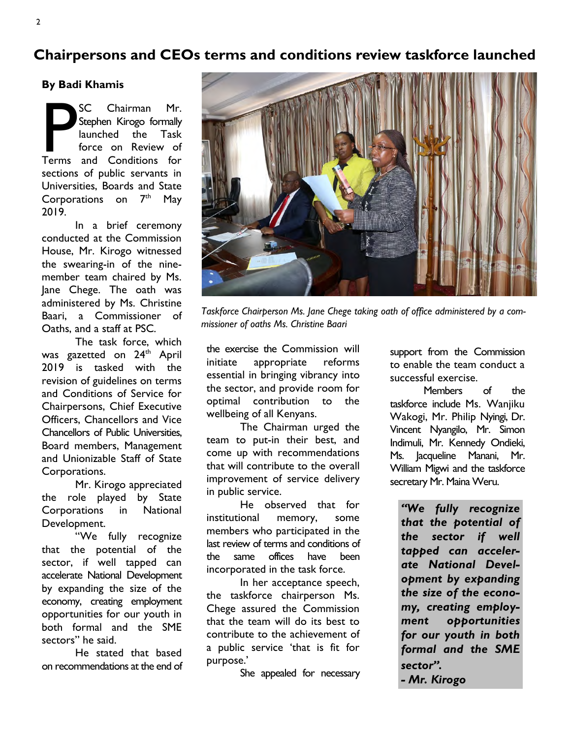## Chairpersons and CEOs terms and conditions review taskforce launched

**By Badi Khamis**

PSC Chairman Mr. Stephen Kirogo formally launched the Task force on Review of Terms and Conditions for sections of public servants in Universities, Boards and State Corporations on 7th May 2019.

In a brief ceremony conducted at the Commission House, Mr. Kirogo witnessed the swearing-in of the nine-member team chaired by Ms. Jane Chege. The oath was administered by Ms. Christine Baari, a Commissioner of Oaths, and a staff at PSC.

The task force, which was gazetted on 24th April 2019 is tasked with the revision of guidelines on terms and Conditions of Service for Chairpersons, Chief Executive Officers, Chancellors and Vice Chancellors of Public Universities, Board members, Management and Unionizable Staff of State Corporations.

Mr. Kirogo appreciated the role played by State Corporations in National Development.

"We fully recognize that the potential of the sector, if well tapped can accelerate National Development by expanding the size of the economy, creating employment opportunities for our youth in both formal and the SME sectors" he said.

He stated that based on recommendations at the end of the exercise the Commission will initiate appropriate reforms essential in bringing vibrancy into the sector, and provide room for optimal contribution to the wellbeing of all Kenyans.

The Chairman urged the team to put-in their best, and come up with recommendations that will contribute to the overall improvement of service delivery in public service.

He observed that for institutional memory, some members who participated in the last review of terms and conditions of the same offices have been incorporated in the task force.

In her acceptance speech, the taskforce chairperson Ms. Chege assured the Commission that the team will do its best to contribute to the achievement of a public service 'that is fit for purpose.'

She appealed for necessary support from the Commission to enable the team conduct a successful exercise.

Members of the taskforce include Ms. Wanjiku Wakogi, Mr. Philip Nyingi, Dr. Vincent Nyangilo, Mr. Simon Indimuli, Mr. Kennedy Ondieki, Ms. Jacqueline Manani, Mr. William Migwi and the taskforce secretary Mr. Maina Weru.

*Taskforce Chairperson Ms. Jane Chege taking oath of office administered by a commissioner of oaths Ms. Christine Baari*

> ***"We fully recognize that the potential of the sector if well tapped can accelerate National Development by expanding the size of the economy, creating employment opportunities for our youth in both formal and the SME sector".***
>
> ***- Mr. Kirogo***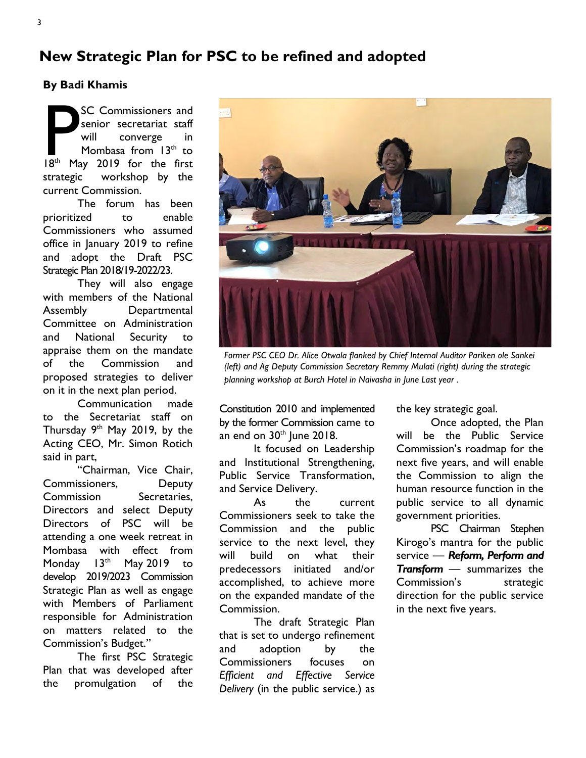# New Strategic Plan for PSC to be refined and adopted

**By Badi Khamis**

PSC Commissioners and senior secretariat staff will converge in Mombasa from 13th to 18th May 2019 for the first strategic workshop by the current Commission.

The forum has been prioritized to enable Commissioners who assumed office in January 2019 to refine and adopt the Draft PSC Strategic Plan 2018/19-2022/23.

They will also engage with members of the National Assembly Departmental Committee on Administration and National Security to appraise them on the mandate of the Commission and proposed strategies to deliver on it in the next plan period.

Communication made to the Secretariat staff on Thursday 9th May 2019, by the Acting CEO, Mr. Simon Rotich said in part,

"Chairman, Vice Chair, Commissioners, Deputy Commission Secretaries, Directors and select Deputy Directors of PSC will be attending a one week retreat in Mombasa with effect from Monday 13th May 2019 to develop 2019/2023 Commission Strategic Plan as well as engage with Members of Parliament responsible for Administration on matters related to the Commission's Budget."

*Former PSC CEO Dr. Alice Otwala flanked by Chief Internal Auditor Pariken ole Sankei (left) and Ag Deputy Commission Secretary Remmy Mulati (right) during the strategic planning workshop at Burch Hotel in Naivasha in June Last year .*

The first PSC Strategic Plan that was developed after the promulgation of the Constitution 2010 and implemented by the former Commission came to an end on 30th June 2018.

It focused on Leadership and Institutional Strengthening, Public Service Transformation, and Service Delivery.

As the current Commissioners seek to take the Commission and the public service to the next level, they will build on what their predecessors initiated and/or accomplished, to achieve more on the expanded mandate of the Commission.

The draft Strategic Plan that is set to undergo refinement and adoption by the Commissioners focuses on *Efficient and Effective Service Delivery* (in the public service.) as the key strategic goal.

Once adopted, the Plan will be the Public Service Commission's roadmap for the next five years, and will enable the Commission to align the human resource function in the public service to all dynamic government priorities.

PSC Chairman Stephen Kirogo's mantra for the public service — ***Reform, Perform and Transform*** — summarizes the Commission's strategic direction for the public service in the next five years.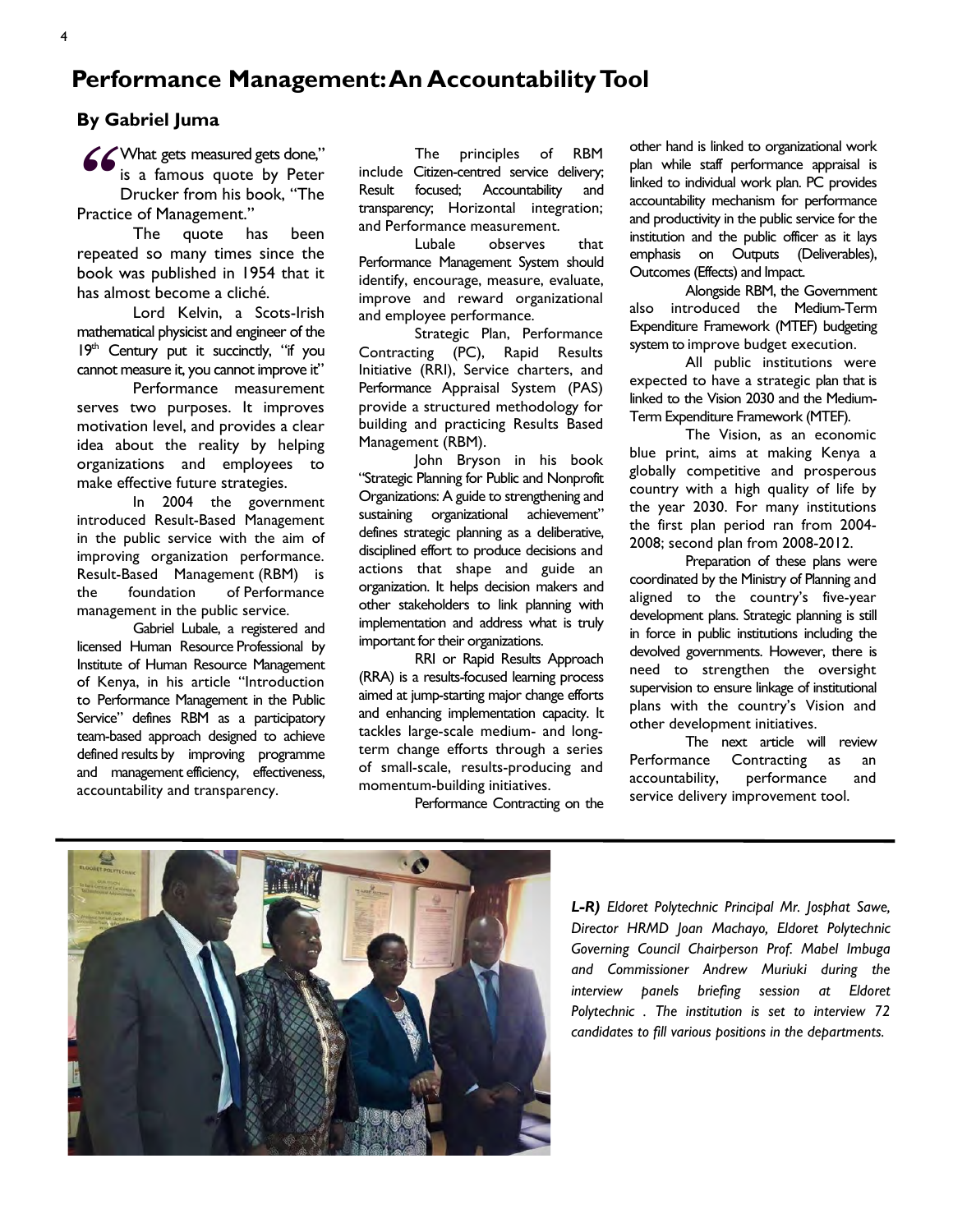# Performance Management: An Accountability Tool

## By Gabriel Juma

"What gets measured gets done," is a famous quote by Peter Drucker from his book, "The Practice of Management."

The quote has been repeated so many times since the book was published in 1954 that it has almost become a cliché.

Lord Kelvin, a Scots-Irish mathematical physicist and engineer of the 19th Century put it succinctly, "if you cannot measure it, you cannot improve it"

Performance measurement serves two purposes. It improves motivation level, and provides a clear idea about the reality by helping organizations and employees to make effective future strategies.

In 2004 the government introduced Result-Based Management in the public service with the aim of improving organization performance. Result-Based Management (RBM) is the foundation of Performance management in the public service.

Gabriel Lubale, a registered and licensed Human Resource Professional by Institute of Human Resource Management of Kenya, in his article "Introduction to Performance Management in the Public Service" defines RBM as a participatory team-based approach designed to achieve defined results by improving programme and management efficiency, effectiveness, accountability and transparency.

The principles of RBM include Citizen-centred service delivery; Result focused; Accountability and transparency; Horizontal integration; and Performance measurement.

Lubale observes that Performance Management System should identify, encourage, measure, evaluate, improve and reward organizational and employee performance.

Strategic Plan, Performance Contracting (PC), Rapid Results Initiative (RRI), Service charters, and Performance Appraisal System (PAS) provide a structured methodology for building and practicing Results Based Management (RBM).

John Bryson in his book "Strategic Planning for Public and Nonprofit Organizations: A guide to strengthening and sustaining organizational achievement" defines strategic planning as a deliberative, disciplined effort to produce decisions and actions that shape and guide an organization. It helps decision makers and other stakeholders to link planning with implementation and address what is truly important for their organizations.

RRI or Rapid Results Approach (RRA) is a results-focused learning process aimed at jump-starting major change efforts and enhancing implementation capacity. It tackles large-scale medium- and long-term change efforts through a series of small-scale, results-producing and momentum-building initiatives.

Performance Contracting on the other hand is linked to organizational work plan while staff performance appraisal is linked to individual work plan. PC provides accountability mechanism for performance and productivity in the public service for the institution and the public officer as it lays emphasis on Outputs (Deliverables), Outcomes (Effects) and Impact.

Alongside RBM, the Government also introduced the Medium-Term Expenditure Framework (MTEF) budgeting system to improve budget execution.

All public institutions were expected to have a strategic plan that is linked to the Vision 2030 and the Medium-Term Expenditure Framework (MTEF).

The Vision, as an economic blue print, aims at making Kenya a globally competitive and prosperous country with a high quality of life by the year 2030. For many institutions the first plan period ran from 2004-2008; second plan from 2008-2012.

Preparation of these plans were coordinated by the Ministry of Planning and aligned to the country's five-year development plans. Strategic planning is still in force in public institutions including the devolved governments. However, there is need to strengthen the oversight supervision to ensure linkage of institutional plans with the country's Vision and other development initiatives.

The next article will review Performance Contracting as an accountability, performance and service delivery improvement tool.

*L-R) Eldoret Polytechnic Principal Mr. Josphat Sawe, Director HRMD Joan Machayo, Eldoret Polytechnic Governing Council Chairperson Prof. Mabel Imbuga and Commissioner Andrew Muriuki during the interview panels briefing session at Eldoret Polytechnic . The institution is set to interview 72 candidates to fill various positions in the departments.*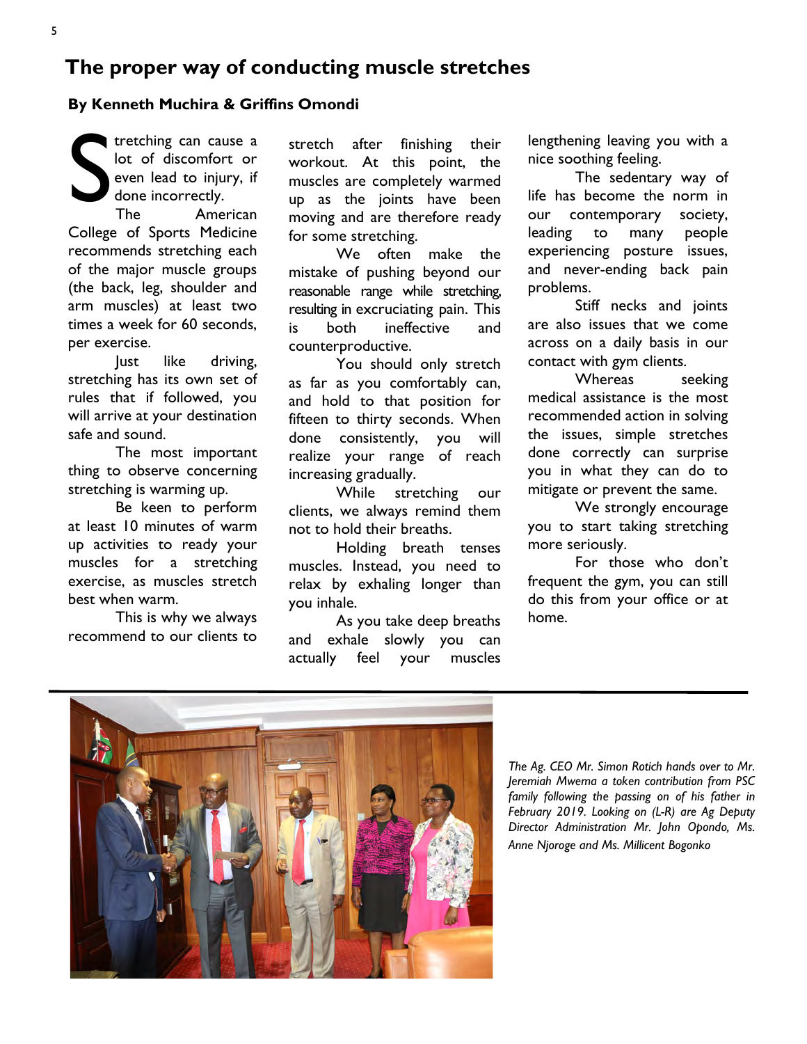## The proper way of conducting muscle stretches

**By Kenneth Muchira & Griffins Omondi**

Stretching can cause a lot of discomfort or even lead to injury, if done incorrectly.

The American College of Sports Medicine recommends stretching each of the major muscle groups (the back, leg, shoulder and arm muscles) at least two times a week for 60 seconds, per exercise.

Just like driving, stretching has its own set of rules that if followed, you will arrive at your destination safe and sound.

The most important thing to observe concerning stretching is warming up.

Be keen to perform at least 10 minutes of warm up activities to ready your muscles for a stretching exercise, as muscles stretch best when warm.

This is why we always recommend to our clients to stretch after finishing their workout. At this point, the muscles are completely warmed up as the joints have been moving and are therefore ready for some stretching.

We often make the mistake of pushing beyond our reasonable range while stretching, resulting in excruciating pain. This is both ineffective and counterproductive.

You should only stretch as far as you comfortably can, and hold to that position for fifteen to thirty seconds. When done consistently, you will realize your range of reach increasing gradually.

While stretching our clients, we always remind them not to hold their breaths.

Holding breath tenses muscles. Instead, you need to relax by exhaling longer than you inhale.

As you take deep breaths and exhale slowly you can actually feel your muscles lengthening leaving you with a nice soothing feeling.

The sedentary way of life has become the norm in our contemporary society, leading to many people experiencing posture issues, and never-ending back pain problems.

Stiff necks and joints are also issues that we come across on a daily basis in our contact with gym clients.

Whereas seeking medical assistance is the most recommended action in solving the issues, simple stretches done correctly can surprise you in what they can do to mitigate or prevent the same.

We strongly encourage you to start taking stretching more seriously.

For those who don't frequent the gym, you can still do this from your office or at home.

*The Ag. CEO Mr. Simon Rotich hands over to Mr. Jeremiah Mwema a token contribution from PSC family following the passing on of his father in February 2019. Looking on (L-R) are Ag Deputy Director Administration Mr. John Opondo, Ms. Anne Njoroge and Ms. Millicent Bogonko*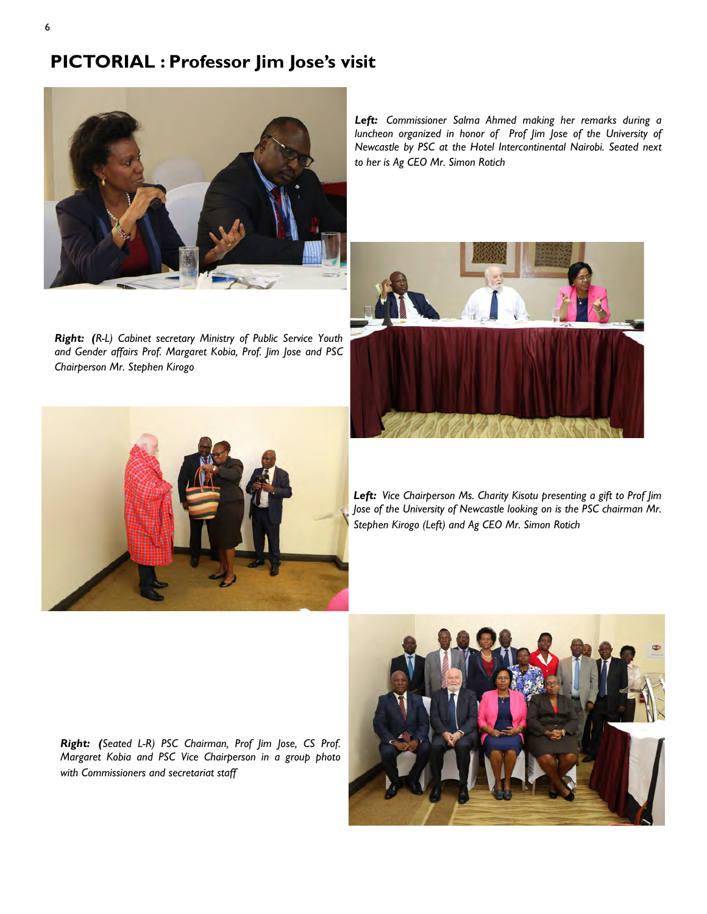# PICTORIAL : Professor Jim Jose's visit

***Left:*** *Commissioner Salma Ahmed making her remarks during a luncheon organized in honor of Prof Jim Jose of the University of Newcastle by PSC at the Hotel Intercontinental Nairobi. Seated next to her is Ag CEO Mr. Simon Rotich*

***Right:*** *(R-L) Cabinet secretary Ministry of Public Service Youth and Gender affairs Prof. Margaret Kobia, Prof. Jim Jose and PSC Chairperson Mr. Stephen Kirogo*

***Left:*** *Vice Chairperson Ms. Charity Kisotu presenting a gift to Prof Jim Jose of the University of Newcastle looking on is the PSC chairman Mr. Stephen Kirogo (Left) and Ag CEO Mr. Simon Rotich*

***Right:*** *(Seated L-R) PSC Chairman, Prof Jim Jose, CS Prof. Margaret Kobia and PSC Vice Chairperson in a group photo with Commissioners and secretariat staff*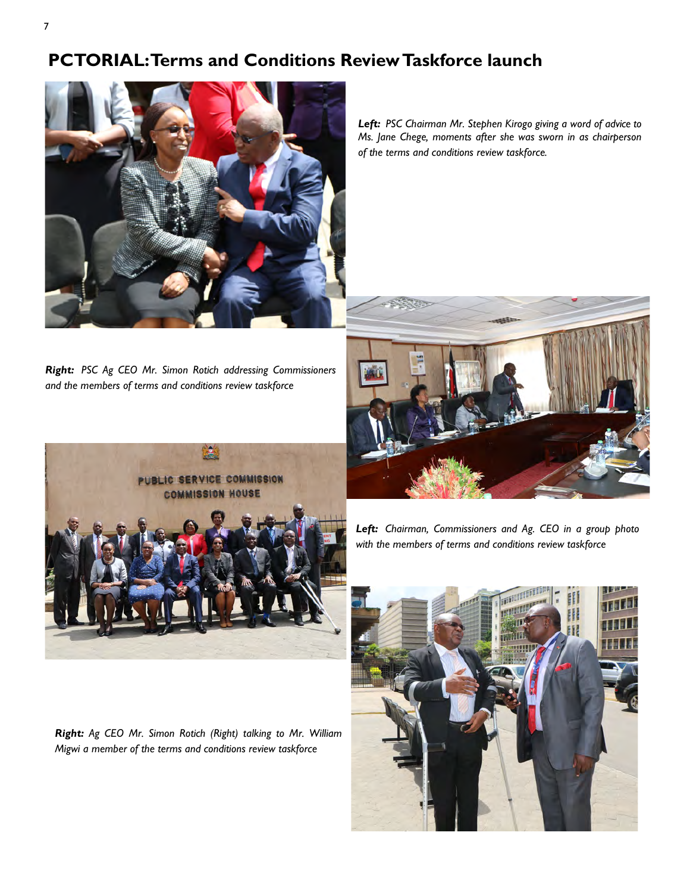# PCTORIAL: Terms and Conditions Review Taskforce launch

***Left:*** *PSC Chairman Mr. Stephen Kirogo giving a word of advice to Ms. Jane Chege, moments after she was sworn in as chairperson of the terms and conditions review taskforce.*

***Right:*** *PSC Ag CEO Mr. Simon Rotich addressing Commissioners and the members of terms and conditions review taskforce*

***Left:*** *Chairman, Commissioners and Ag. CEO in a group photo with the members of terms and conditions review taskforce*

***Right:*** *Ag CEO Mr. Simon Rotich (Right) talking to Mr. William Migwi a member of the terms and conditions review taskforce*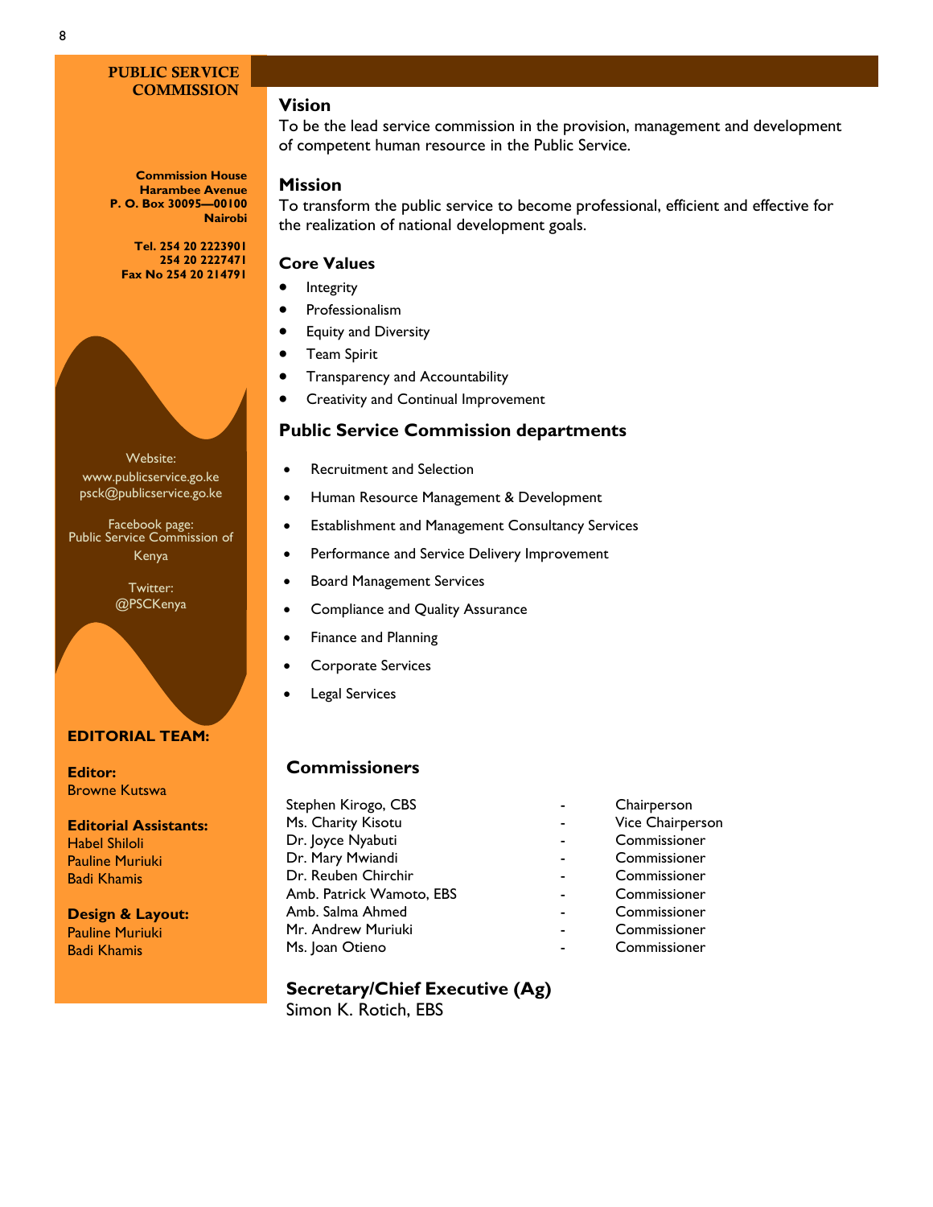**PUBLIC SERVICE COMMISSION**

**Commission House**
**Harambee Avenue**
**P. O. Box 30095—00100**
**Nairobi**

**Tel. 254 20 2223901**
**254 20 2227471**
**Fax No 254 20 214791**

Website:
www.publicservice.go.ke
psck@publicservice.go.ke

Facebook page:
Public Service Commission of Kenya

Twitter:
@PSCKenya

**EDITORIAL TEAM:**

**Editor:**
Browne Kutswa

**Editorial Assistants:**
Habel Shiloli
Pauline Muriuki
Badi Khamis

**Design & Layout:**
Pauline Muriuki
Badi Khamis

## Vision

To be the lead service commission in the provision, management and development of competent human resource in the Public Service.

## Mission

To transform the public service to become professional, efficient and effective for the realization of national development goals.

## Core Values

- Integrity
- Professionalism
- Equity and Diversity
- Team Spirit
- Transparency and Accountability
- Creativity and Continual Improvement

## Public Service Commission departments

- Recruitment and Selection
- Human Resource Management & Development
- Establishment and Management Consultancy Services
- Performance and Service Delivery Improvement
- Board Management Services
- Compliance and Quality Assurance
- Finance and Planning
- Corporate Services
- Legal Services

## Commissioners

| | | |
|---|---|---|
| Stephen Kirogo, CBS | - | Chairperson |
| Ms. Charity Kisotu | - | Vice Chairperson |
| Dr. Joyce Nyabuti | - | Commissioner |
| Dr. Mary Mwiandi | - | Commissioner |
| Dr. Reuben Chirchir | - | Commissioner |
| Amb. Patrick Wamoto, EBS | - | Commissioner |
| Amb. Salma Ahmed | - | Commissioner |
| Mr. Andrew Muriuki | - | Commissioner |
| Ms. Joan Otieno | - | Commissioner |

## Secretary/Chief Executive (Ag)

Simon K. Rotich, EBS